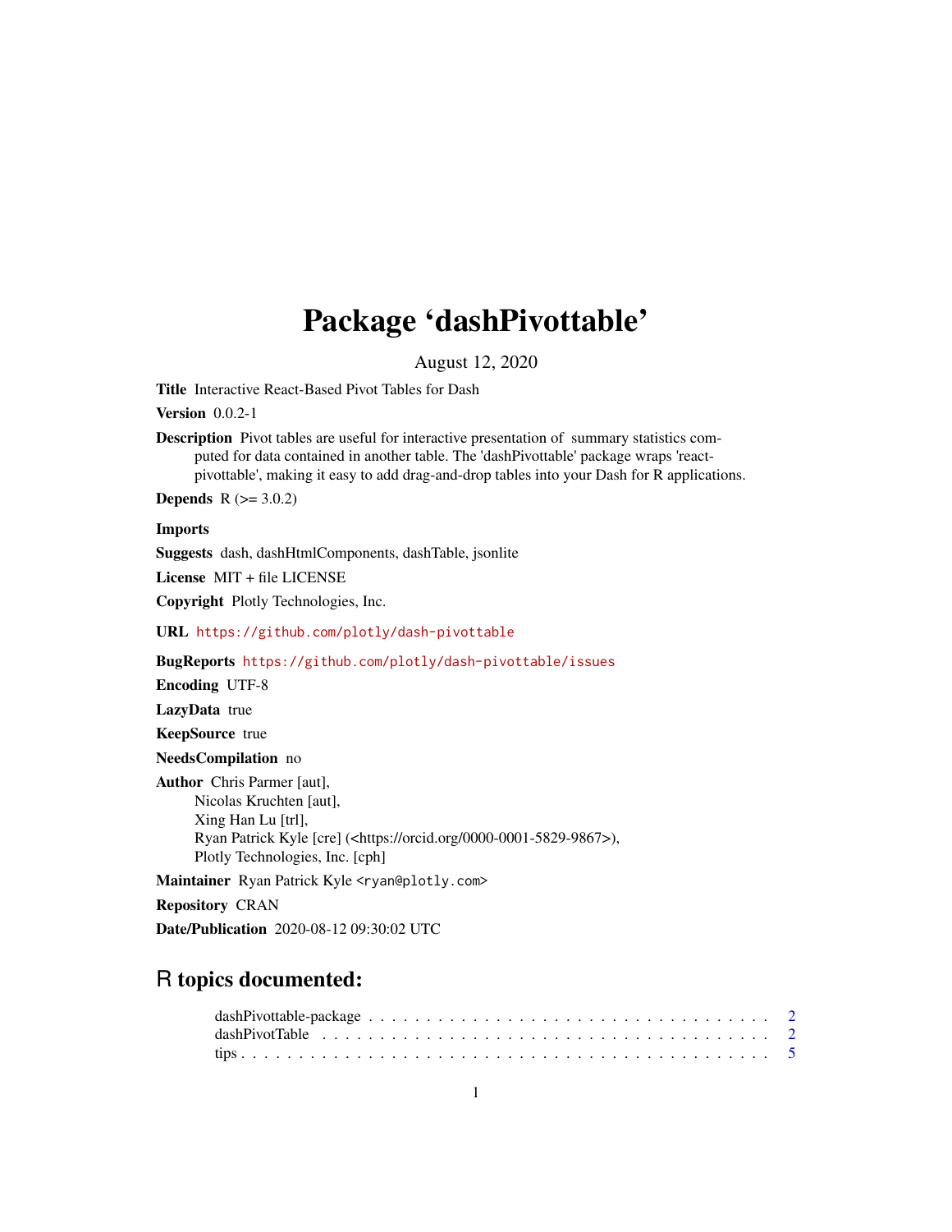# Package 'dashPivottable'

August 12, 2020

**Title** Interactive React-Based Pivot Tables for Dash

**Version** 0.0.2-1

**Description** Pivot tables are useful for interactive presentation of summary statistics computed for data contained in another table. The 'dashPivottable' package wraps 'react-pivottable', making it easy to add drag-and-drop tables into your Dash for R applications.

**Depends** R (>= 3.0.2)

**Imports**

**Suggests** dash, dashHtmlComponents, dashTable, jsonlite

**License** MIT + file LICENSE

**Copyright** Plotly Technologies, Inc.

**URL** https://github.com/plotly/dash-pivottable

**BugReports** https://github.com/plotly/dash-pivottable/issues

**Encoding** UTF-8

**LazyData** true

**KeepSource** true

**NeedsCompilation** no

**Author** Chris Parmer [aut],
Nicolas Kruchten [aut],
Xing Han Lu [trl],
Ryan Patrick Kyle [cre] (<https://orcid.org/0000-0001-5829-9867>),
Plotly Technologies, Inc. [cph]

**Maintainer** Ryan Patrick Kyle <ryan@plotly.com>

**Repository** CRAN

**Date/Publication** 2020-08-12 09:30:02 UTC

## R topics documented:

- dashPivottable-package . . . . . . . . . . . . . . . . . . . . . . . . . . . . . . . . . . 2
- dashPivotTable . . . . . . . . . . . . . . . . . . . . . . . . . . . . . . . . . . . . . . 2
- tips . . . . . . . . . . . . . . . . . . . . . . . . . . . . . . . . . . . . . . . . . . . . 5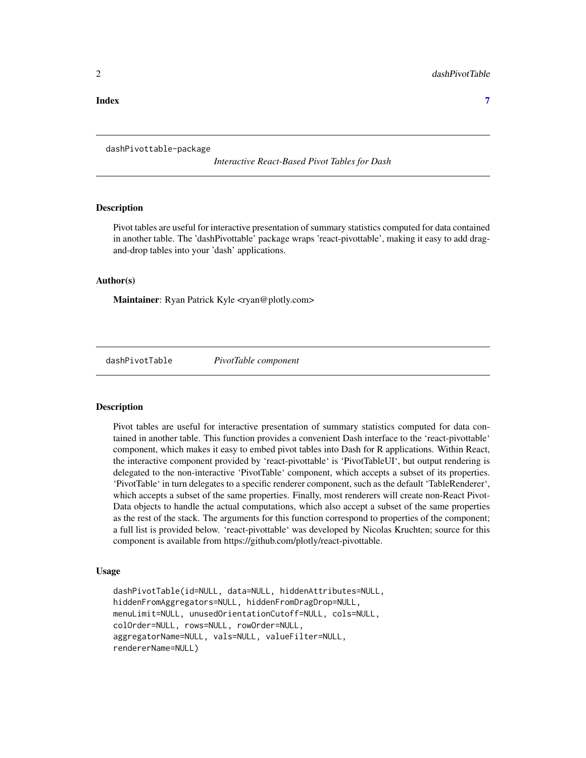**Index** 7

---

`dashPivottable-package` *Interactive React-Based Pivot Tables for Dash*

---

### Description

Pivot tables are useful for interactive presentation of summary statistics computed for data contained in another table. The 'dashPivottable' package wraps 'react-pivottable', making it easy to add drag-and-drop tables into your 'dash' applications.

### Author(s)

**Maintainer**: Ryan Patrick Kyle <ryan@plotly.com>

---

`dashPivotTable` *PivotTable component*

---

### Description

Pivot tables are useful for interactive presentation of summary statistics computed for data contained in another table. This function provides a convenient Dash interface to the 'react-pivottable' component, which makes it easy to embed pivot tables into Dash for R applications. Within React, the interactive component provided by 'react-pivottable' is 'PivotTableUI', but output rendering is delegated to the non-interactive 'PivotTable' component, which accepts a subset of its properties. 'PivotTable' in turn delegates to a specific renderer component, such as the default 'TableRenderer', which accepts a subset of the same properties. Finally, most renderers will create non-React PivotData objects to handle the actual computations, which also accept a subset of the same properties as the rest of the stack. The arguments for this function correspond to properties of the component; a full list is provided below. 'react-pivottable' was developed by Nicolas Kruchten; source for this component is available from https://github.com/plotly/react-pivottable.

### Usage

```
dashPivotTable(id=NULL, data=NULL, hiddenAttributes=NULL,
hiddenFromAggregators=NULL, hiddenFromDragDrop=NULL,
menuLimit=NULL, unusedOrientationCutoff=NULL, cols=NULL,
colOrder=NULL, rows=NULL, rowOrder=NULL,
aggregatorName=NULL, vals=NULL, valueFilter=NULL,
rendererName=NULL)
```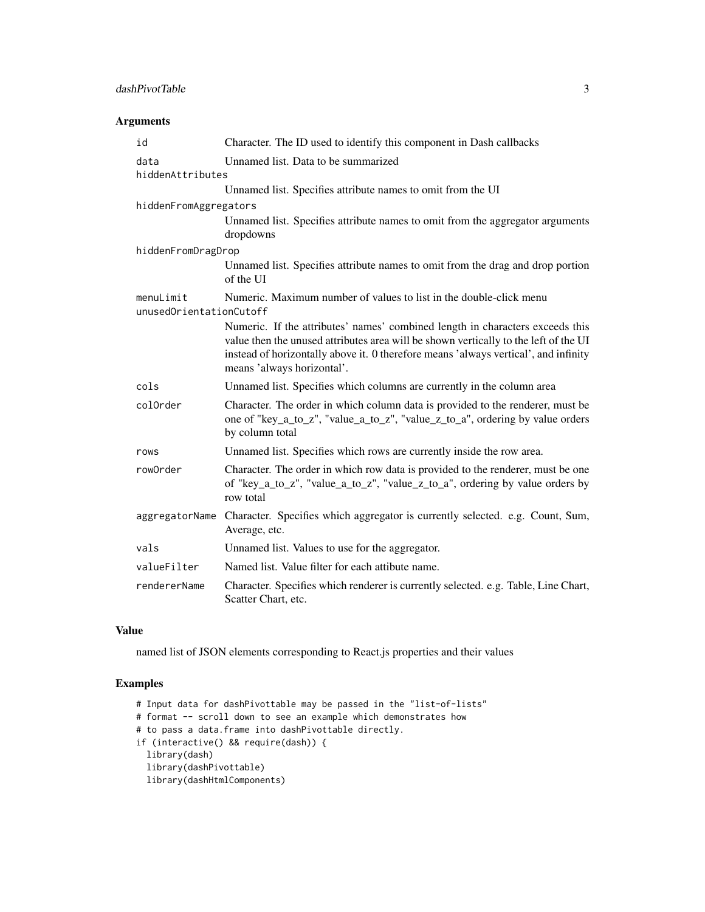## Arguments

| | |
|---|---|
| `id` | Character. The ID used to identify this component in Dash callbacks |
| `data` | Unnamed list. Data to be summarized |
| `hiddenAttributes` | Unnamed list. Specifies attribute names to omit from the UI |
| `hiddenFromAggregators` | Unnamed list. Specifies attribute names to omit from the aggregator arguments dropdowns |
| `hiddenFromDragDrop` | Unnamed list. Specifies attribute names to omit from the drag and drop portion of the UI |
| `menuLimit` | Numeric. Maximum number of values to list in the double-click menu |
| `unusedOrientationCutoff` | Numeric. If the attributes' names' combined length in characters exceeds this value then the unused attributes area will be shown vertically to the left of the UI instead of horizontally above it. 0 therefore means 'always vertical', and infinity means 'always horizontal'. |
| `cols` | Unnamed list. Specifies which columns are currently in the column area |
| `colOrder` | Character. The order in which column data is provided to the renderer, must be one of "key_a_to_z", "value_a_to_z", "value_z_to_a", ordering by value orders by column total |
| `rows` | Unnamed list. Specifies which rows are currently inside the row area. |
| `rowOrder` | Character. The order in which row data is provided to the renderer, must be one of "key_a_to_z", "value_a_to_z", "value_z_to_a", ordering by value orders by row total |
| `aggregatorName` | Character. Specifies which aggregator is currently selected. e.g. Count, Sum, Average, etc. |
| `vals` | Unnamed list. Values to use for the aggregator. |
| `valueFilter` | Named list. Value filter for each attibute name. |
| `rendererName` | Character. Specifies which renderer is currently selected. e.g. Table, Line Chart, Scatter Chart, etc. |

## Value

named list of JSON elements corresponding to React.js properties and their values

## Examples

```
# Input data for dashPivottable may be passed in the "list-of-lists"
# format -- scroll down to see an example which demonstrates how
# to pass a data.frame into dashPivottable directly.
if (interactive() && require(dash)) {
  library(dash)
  library(dashPivottable)
  library(dashHtmlComponents)
```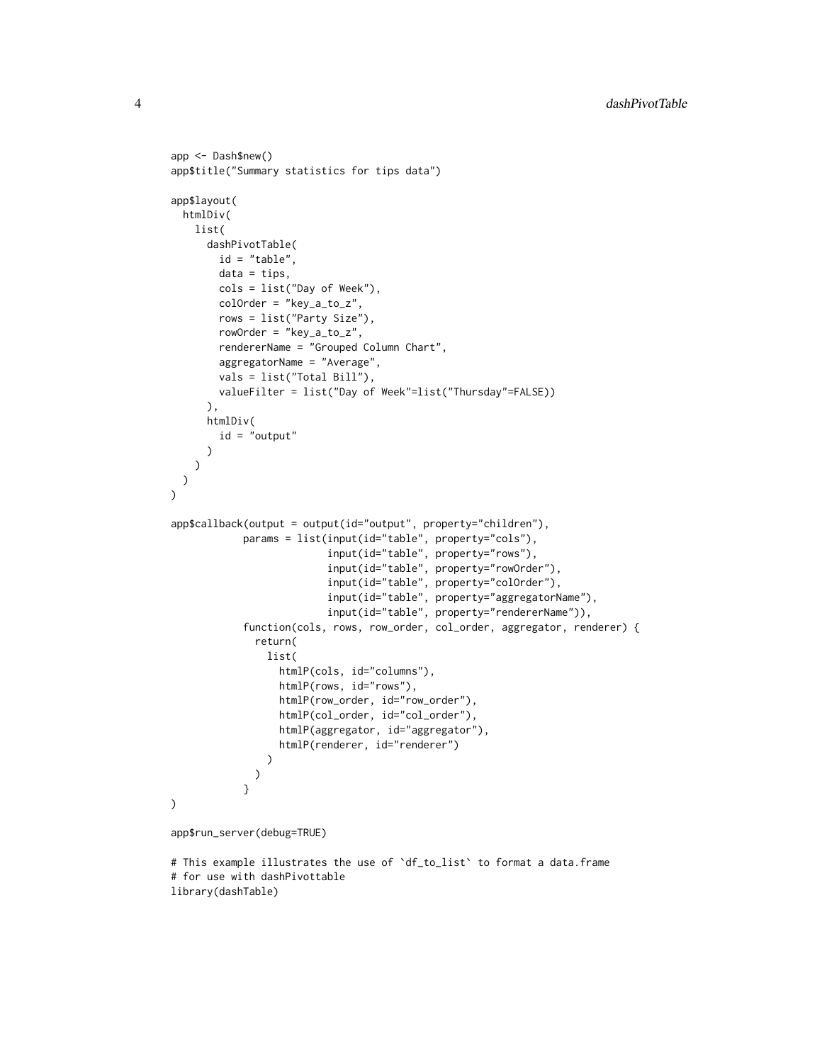```r
app <- Dash$new()
app$title("Summary statistics for tips data")

app$layout(
  htmlDiv(
    list(
      dashPivotTable(
        id = "table",
        data = tips,
        cols = list("Day of Week"),
        colOrder = "key_a_to_z",
        rows = list("Party Size"),
        rowOrder = "key_a_to_z",
        rendererName = "Grouped Column Chart",
        aggregatorName = "Average",
        vals = list("Total Bill"),
        valueFilter = list("Day of Week"=list("Thursday"=FALSE))
      ),
      htmlDiv(
        id = "output"
      )
    )
  )
)

app$callback(output = output(id="output", property="children"),
            params = list(input(id="table", property="cols"),
                          input(id="table", property="rows"),
                          input(id="table", property="rowOrder"),
                          input(id="table", property="colOrder"),
                          input(id="table", property="aggregatorName"),
                          input(id="table", property="rendererName")),
            function(cols, rows, row_order, col_order, aggregator, renderer) {
              return(
                list(
                  htmlP(cols, id="columns"),
                  htmlP(rows, id="rows"),
                  htmlP(row_order, id="row_order"),
                  htmlP(col_order, id="col_order"),
                  htmlP(aggregator, id="aggregator"),
                  htmlP(renderer, id="renderer")
                )
              )
            }
)

app$run_server(debug=TRUE)

# This example illustrates the use of `df_to_list` to format a data.frame
# for use with dashPivottable
library(dashTable)
```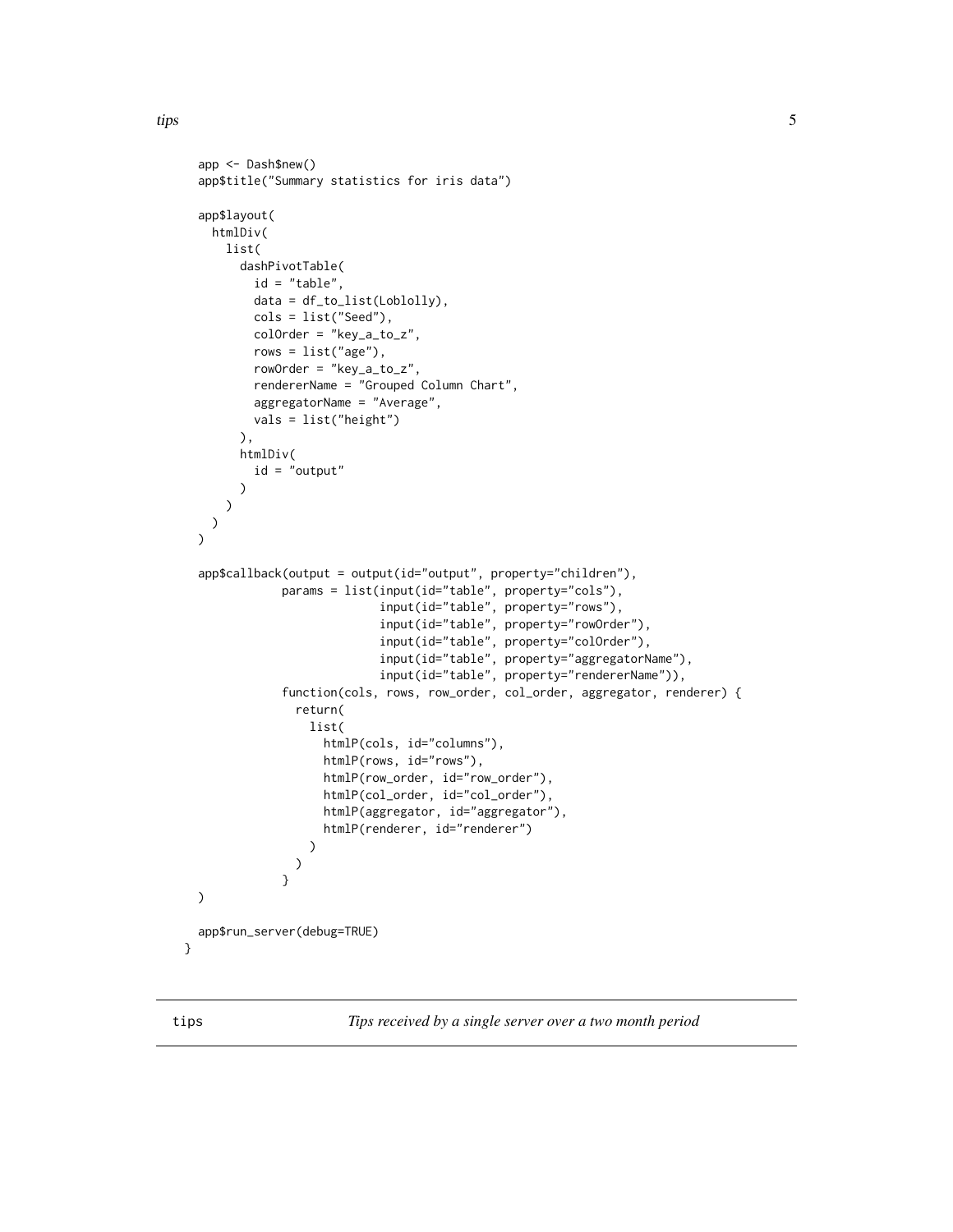```
  app <- Dash$new()
  app$title("Summary statistics for iris data")

  app$layout(
    htmlDiv(
      list(
        dashPivotTable(
          id = "table",
          data = df_to_list(Loblolly),
          cols = list("Seed"),
          colOrder = "key_a_to_z",
          rows = list("age"),
          rowOrder = "key_a_to_z",
          rendererName = "Grouped Column Chart",
          aggregatorName = "Average",
          vals = list("height")
        ),
        htmlDiv(
          id = "output"
        )
      )
    )
  )

  app$callback(output = output(id="output", property="children"),
             params = list(input(id="table", property="cols"),
                           input(id="table", property="rows"),
                           input(id="table", property="rowOrder"),
                           input(id="table", property="colOrder"),
                           input(id="table", property="aggregatorName"),
                           input(id="table", property="rendererName")),
             function(cols, rows, row_order, col_order, aggregator, renderer) {
               return(
                 list(
                   htmlP(cols, id="columns"),
                   htmlP(rows, id="rows"),
                   htmlP(row_order, id="row_order"),
                   htmlP(col_order, id="col_order"),
                   htmlP(aggregator, id="aggregator"),
                   htmlP(renderer, id="renderer")
                 )
               )
             }
  )

  app$run_server(debug=TRUE)
}
```

---

## tips — *Tips received by a single server over a two month period*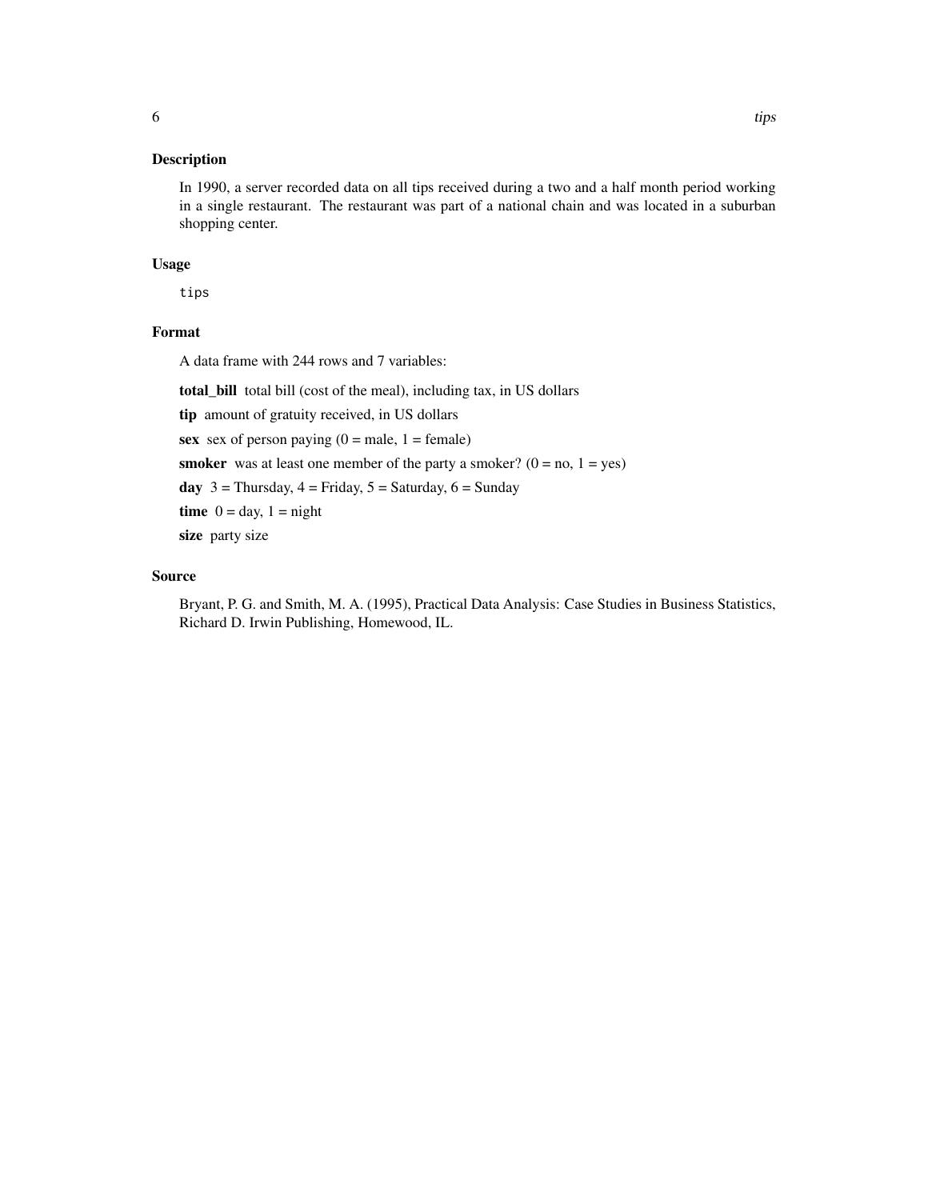## Description

In 1990, a server recorded data on all tips received during a two and a half month period working in a single restaurant. The restaurant was part of a national chain and was located in a suburban shopping center.

## Usage

```
tips
```

## Format

A data frame with 244 rows and 7 variables:

**total_bill** total bill (cost of the meal), including tax, in US dollars

**tip** amount of gratuity received, in US dollars

**sex** sex of person paying (0 = male, 1 = female)

**smoker** was at least one member of the party a smoker? (0 = no, 1 = yes)

**day** 3 = Thursday, 4 = Friday, 5 = Saturday, 6 = Sunday

**time** 0 = day, 1 = night

**size** party size

## Source

Bryant, P. G. and Smith, M. A. (1995), Practical Data Analysis: Case Studies in Business Statistics, Richard D. Irwin Publishing, Homewood, IL.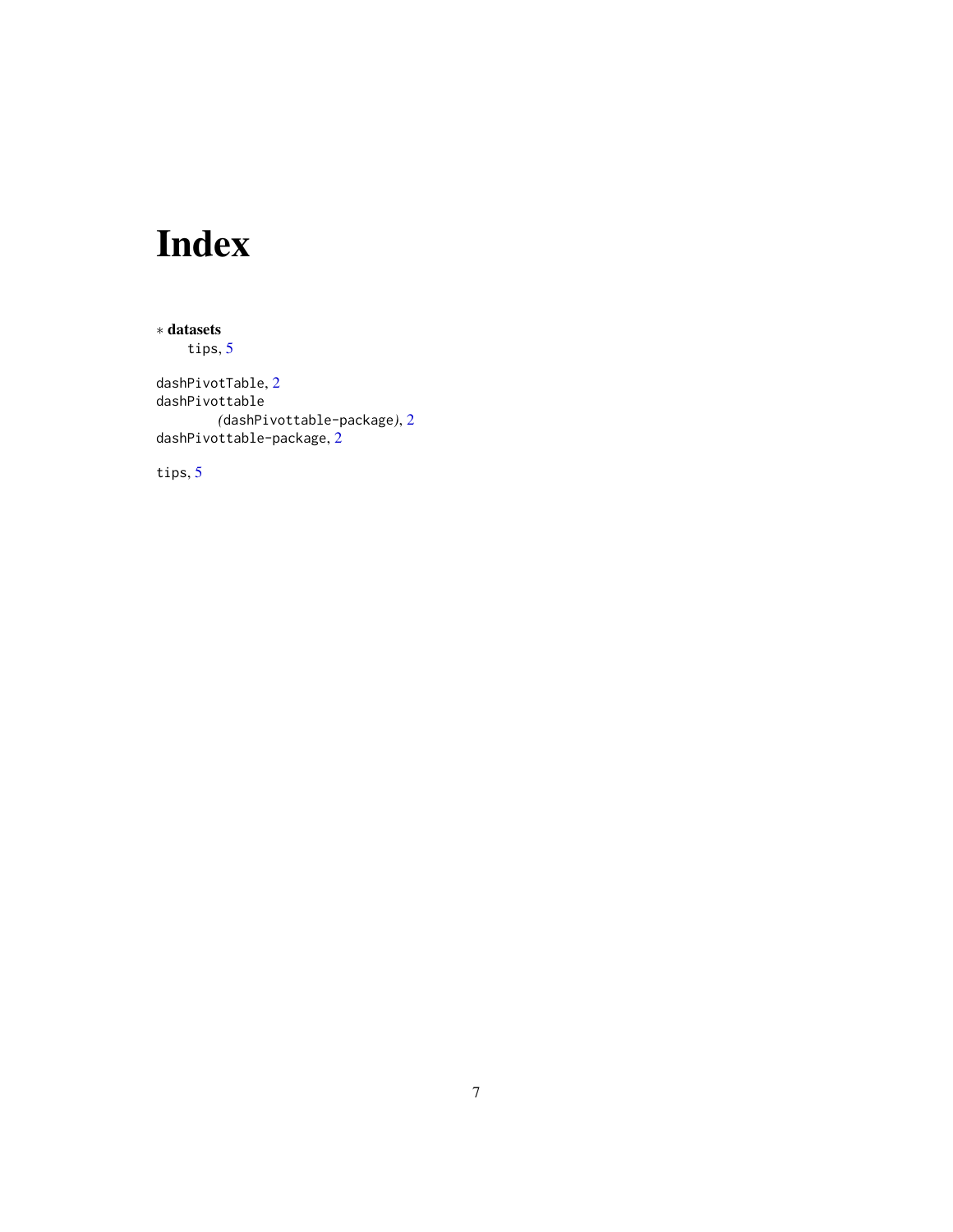# Index

∗ **datasets**
    tips, 5

dashPivotTable, 2
dashPivottable
        (dashPivottable-package), 2
dashPivottable-package, 2

tips, 5